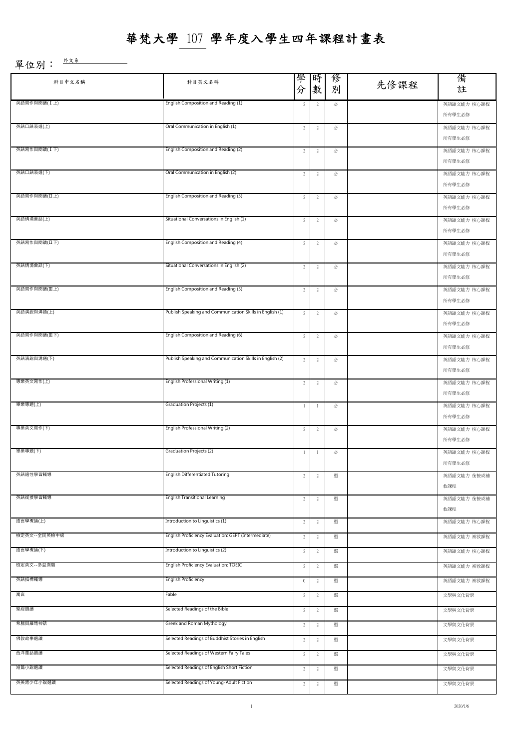# 華梵大學 107 學年度入學生四年課程計畫表

單位別： 外文系

| 科目中文名稱 | 科目英文名稱 | 學分 | 時數 | 修別 | 先修課程 | 備註 |
|---|---|---|---|---|---|---|
| 英語寫作與閱讀(Ⅰ上) | English Composition and Reading (1) | 2 | 2 | 必 | | 英語語文能力 核心課程 所有學生必修 |
| 英語口語表達(上) | Oral Communication in English (1) | 2 | 2 | 必 | | 英語語文能力 核心課程 所有學生必修 |
| 英語寫作與閱讀(Ⅰ下) | English Composition and Reading (2) | 2 | 2 | 必 | | 英語語文能力 核心課程 所有學生必修 |
| 英語口語表達(下) | Oral Communication in English (2) | 2 | 2 | 必 | | 英語語文能力 核心課程 所有學生必修 |
| 英語寫作與閱讀(Ⅱ上) | English Composition and Reading (3) | 2 | 2 | 必 | | 英語語文能力 核心課程 所有學生必修 |
| 英語情境會話(上) | Situational Conversations in English (1) | 2 | 2 | 必 | | 英語語文能力 核心課程 所有學生必修 |
| 英語寫作與閱讀(Ⅱ下) | English Composition and Reading (4) | 2 | 2 | 必 | | 英語語文能力 核心課程 所有學生必修 |
| 英語情境會話(下) | Situational Conversations in English (2) | 2 | 2 | 必 | | 英語語文能力 核心課程 所有學生必修 |
| 英語寫作與閱讀(Ⅲ上) | English Composition and Reading (5) | 2 | 2 | 必 | | 英語語文能力 核心課程 所有學生必修 |
| 英語演說與溝通(上) | Publish Speaking and Communication Skills in English (1) | 2 | 2 | 必 | | 英語語文能力 核心課程 所有學生必修 |
| 英語寫作與閱讀(Ⅲ下) | English Composition and Reading (6) | 2 | 2 | 必 | | 英語語文能力 核心課程 所有學生必修 |
| 英語演說與溝通(下) | Publish Speaking and Communication Skills in English (2) | 2 | 2 | 必 | | 英語語文能力 核心課程 所有學生必修 |
| 專業英文寫作(上) | English Professional Writing (1) | 2 | 2 | 必 | | 英語語文能力 核心課程 所有學生必修 |
| 畢業專題(上) | Graduation Projects (1) | 1 | 1 | 必 | | 英語語文能力 核心課程 所有學生必修 |
| 專業英文寫作(下) | English Professional Writing (2) | 2 | 2 | 必 | | 英語語文能力 核心課程 所有學生必修 |
| 畢業專題(下) | Graduation Projects (2) | 1 | 1 | 必 | | 英語語文能力 核心課程 所有學生必修 |
| 英語適性學習輔導 | English Differentiated Tutoring | 2 | 2 | 選 | | 英語語文能力 銜接或補救課程 |
| 英語銜接學習輔導 | English Transitional Learning | 2 | 2 | 選 | | 英語語文能力 銜接或補救課程 |
| 語言學概論(上) | Introduction to Linguistics (1) | 2 | 2 | 選 | | 英語語文能力 核心課程 |
| 檢定英文--全民英檢中級 | English Proficiency Evaluation: GEPT (Intermediate) | 2 | 2 | 選 | | 英語語文能力 補救課程 |
| 語言學概論(下) | Introduction to Linguistics (2) | 2 | 2 | 選 | | 英語語文能力 核心課程 |
| 檢定英文--多益測驗 | English Proficiency Evaluation: TOEIC | 2 | 2 | 選 | | 英語語文能力 補救課程 |
| 英語指標輔導 | English Proficiency | 0 | 2 | 選 | | 英語語文能力 補救課程 |
| 寓言 | Fable | 2 | 2 | 選 | | 文學與文化背景 |
| 聖經選讀 | Selected Readings of the Bible | 2 | 2 | 選 | | 文學與文化背景 |
| 希臘與羅馬神話 | Greek and Roman Mythology | 2 | 2 | 選 | | 文學與文化背景 |
| 佛教故事選讀 | Selected Readings of Buddhist Stories in English | 2 | 2 | 選 | | 文學與文化背景 |
| 西洋童話選讀 | Selected Readings of Western Fairy Tales | 2 | 2 | 選 | | 文學與文化背景 |
| 短篇小說選讀 | Selected Readings of English Short Fiction | 2 | 2 | 選 | | 文學與文化背景 |
| 英美青少年小說選讀 | Selected Readings of Young-Adult Fiction | 2 | 2 | 選 | | 文學與文化背景 |

2020/1/6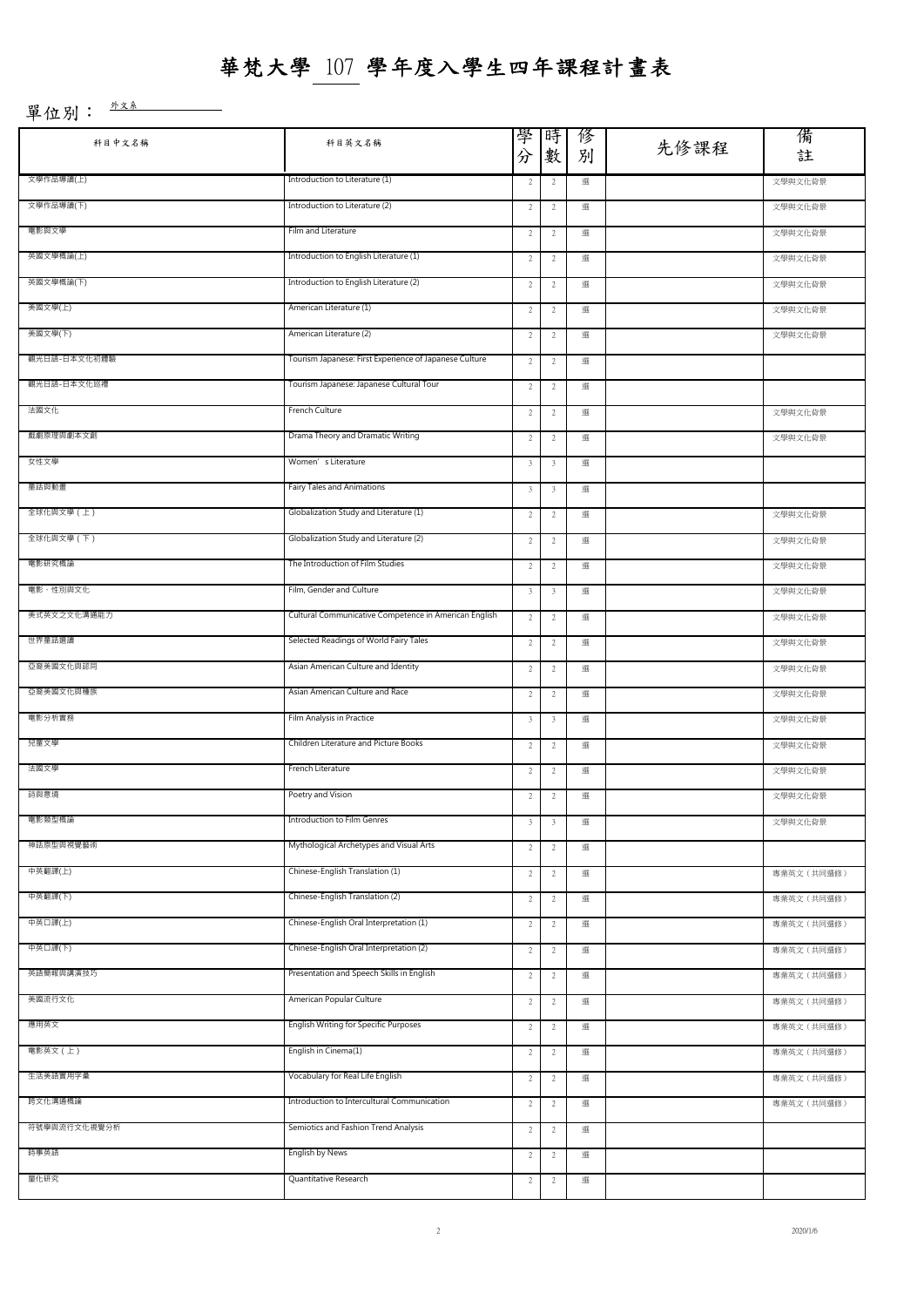# 華梵大學 107 學年度入學生四年課程計畫表

單位別： 外文系

| 科目中文名稱 | 科目英文名稱 | 學分 | 時數 | 修別 | 先修課程 | 備註 |
|---|---|---|---|---|---|---|
| 文學作品導讀(上) | Introduction to Literature (1) | 2 | 2 | 選 | | 文學與文化背景 |
| 文學作品導讀(下) | Introduction to Literature (2) | 2 | 2 | 選 | | 文學與文化背景 |
| 電影與文學 | Film and Literature | 2 | 2 | 選 | | 文學與文化背景 |
| 英國文學概論(上) | Introduction to English Literature (1) | 2 | 2 | 選 | | 文學與文化背景 |
| 英國文學概論(下) | Introduction to English Literature (2) | 2 | 2 | 選 | | 文學與文化背景 |
| 美國文學(上) | American Literature (1) | 2 | 2 | 選 | | 文學與文化背景 |
| 美國文學(下) | American Literature (2) | 2 | 2 | 選 | | 文學與文化背景 |
| 觀光日語-日本文化初體驗 | Tourism Japanese: First Experience of Japanese Culture | 2 | 2 | 選 | | |
| 觀光日語-日本文化巡禮 | Tourism Japanese: Japanese Cultural Tour | 2 | 2 | 選 | | |
| 法國文化 | French Culture | 2 | 2 | 選 | | 文學與文化背景 |
| 戲劇原理與劇本文創 | Drama Theory and Dramatic Writing | 2 | 2 | 選 | | 文學與文化背景 |
| 女性文學 | Women's Literature | 3 | 3 | 選 | | |
| 童話與動畫 | Fairy Tales and Animations | 3 | 3 | 選 | | |
| 全球化與文學（上） | Globalization Study and Literature (1) | 2 | 2 | 選 | | 文學與文化背景 |
| 全球化與文學（下） | Globalization Study and Literature (2) | 2 | 2 | 選 | | 文學與文化背景 |
| 電影研究概論 | The Introduction of Film Studies | 2 | 2 | 選 | | 文學與文化背景 |
| 電影、性別與文化 | Film, Gender and Culture | 3 | 3 | 選 | | 文學與文化背景 |
| 美式英文之文化溝通能力 | Cultural Communicative Competence in American English | 2 | 2 | 選 | | 文學與文化背景 |
| 世界童話選讀 | Selected Readings of World Fairy Tales | 2 | 2 | 選 | | 文學與文化背景 |
| 亞裔美國文化與認同 | Asian American Culture and Identity | 2 | 2 | 選 | | 文學與文化背景 |
| 亞裔美國文化與種族 | Asian American Culture and Race | 2 | 2 | 選 | | 文學與文化背景 |
| 電影分析實務 | Film Analysis in Practice | 3 | 3 | 選 | | 文學與文化背景 |
| 兒童文學 | Children Literature and Picture Books | 2 | 2 | 選 | | 文學與文化背景 |
| 法國文學 | French Literature | 2 | 2 | 選 | | 文學與文化背景 |
| 詩與意境 | Poetry and Vision | 2 | 2 | 選 | | 文學與文化背景 |
| 電影類型概論 | Introduction to Film Genres | 3 | 3 | 選 | | 文學與文化背景 |
| 神話原型與視覺藝術 | Mythological Archetypes and Visual Arts | 2 | 2 | 選 | | |
| 中英翻譯(上) | Chinese-English Translation (1) | 2 | 2 | 選 | | 專業英文（共同選修） |
| 中英翻譯(下) | Chinese-English Translation (2) | 2 | 2 | 選 | | 專業英文（共同選修） |
| 中英口譯(上) | Chinese-English Oral Interpretation (1) | 2 | 2 | 選 | | 專業英文（共同選修） |
| 中英口譯(下) | Chinese-English Oral Interpretation (2) | 2 | 2 | 選 | | 專業英文（共同選修） |
| 英語簡報與講演技巧 | Presentation and Speech Skills in English | 2 | 2 | 選 | | 專業英文（共同選修） |
| 美國流行文化 | American Popular Culture | 2 | 2 | 選 | | 專業英文（共同選修） |
| 應用英文 | English Writing for Specific Purposes | 2 | 2 | 選 | | 專業英文（共同選修） |
| 電影英文（上） | English in Cinema(1) | 2 | 2 | 選 | | 專業英文（共同選修） |
| 生活英語實用字彙 | Vocabulary for Real Life English | 2 | 2 | 選 | | 專業英文（共同選修） |
| 跨文化溝通概論 | Introduction to Intercultural Communication | 2 | 2 | 選 | | 專業英文（共同選修） |
| 符號學與流行文化視覺分析 | Semiotics and Fashion Trend Analysis | 2 | 2 | 選 | | |
| 時事英語 | English by News | 2 | 2 | 選 | | |
| 量化研究 | Quantitative Research | 2 | 2 | 選 | | |

2020/1/6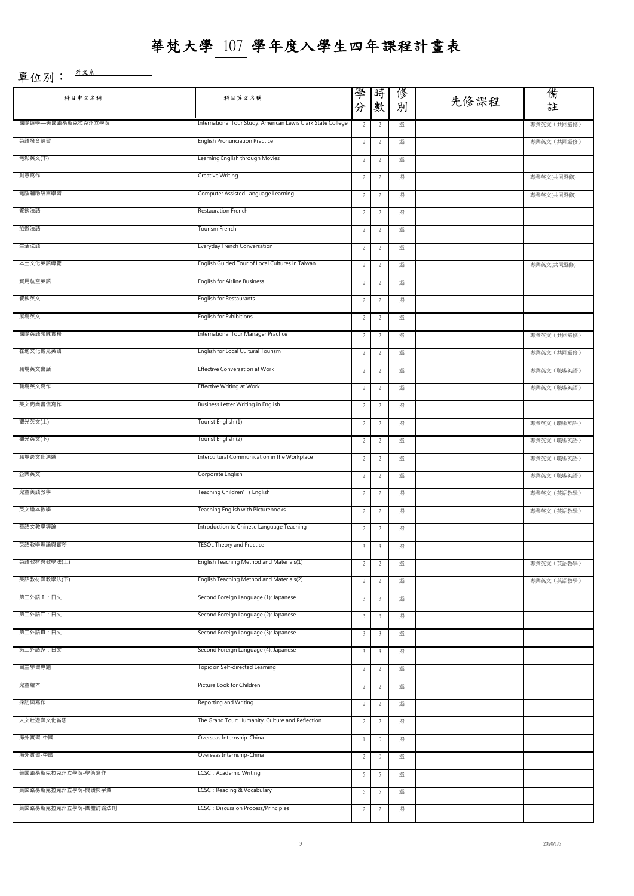# 華梵大學 107 學年度入學生四年課程計畫表

單位別： 外文系

| 科目中文名稱 | 科目英文名稱 | 學分 | 時數 | 修別 | 先修課程 | 備註 |
|---|---|---|---|---|---|---|
| 國際遊學—美國路易斯克拉克州立學院 | International Tour Study: American Lewis Clark State College | 2 | 2 | 選 | | 專業英文（共同選修） |
| 英語發音練習 | English Pronunciation Practice | 2 | 2 | 選 | | 專業英文（共同選修） |
| 電影英文(下) | Learning English through Movies | 2 | 2 | 選 | | |
| 創意寫作 | Creative Writing | 2 | 2 | 選 | | 專業英文(共同選修) |
| 電腦輔助語言學習 | Computer Assisted Language Learning | 2 | 2 | 選 | | 專業英文(共同選修) |
| 餐飲法語 | Restauration French | 2 | 2 | 選 | | |
| 旅遊法語 | Tourism French | 2 | 2 | 選 | | |
| 生活法語 | Everyday French Conversation | 2 | 2 | 選 | | |
| 本土文化英語導覽 | English Guided Tour of Local Cultures in Taiwan | 2 | 2 | 選 | | 專業英文(共同選修) |
| 實用航空英語 | English for Airline Business | 2 | 2 | 選 | | |
| 餐飲英文 | English for Restaurants | 2 | 2 | 選 | | |
| 展場英文 | English for Exhibitions | 2 | 2 | 選 | | |
| 國際英語領隊實務 | International Tour Manager Practice | 2 | 2 | 選 | | 專業英文（共同選修） |
| 在地文化觀光英語 | English for Local Cultural Tourism | 2 | 2 | 選 | | 專業英文（共同選修） |
| 職場英文會話 | Effective Conversation at Work | 2 | 2 | 選 | | 專業英文（職場英語） |
| 職場英文寫作 | Effective Writing at Work | 2 | 2 | 選 | | 專業英文（職場英語） |
| 英文商業書信寫作 | Business Letter Writing in English | 2 | 2 | 選 | | |
| 觀光英文(上) | Tourist English (1) | 2 | 2 | 選 | | 專業英文（職場英語） |
| 觀光英文(下) | Tourist English (2) | 2 | 2 | 選 | | 專業英文（職場英語） |
| 職場跨文化溝通 | Intercultural Communication in the Workplace | 2 | 2 | 選 | | 專業英文（職場英語） |
| 企業英文 | Corporate English | 2 | 2 | 選 | | 專業英文（職場英語） |
| 兒童美語教學 | Teaching Children' s English | 2 | 2 | 選 | | 專業英文（英語教學） |
| 英文繪本教學 | Teaching English with Picturebooks | 2 | 2 | 選 | | 專業英文（英語教學） |
| 華語文教學導論 | Introduction to Chinese Language Teaching | 2 | 2 | 選 | | |
| 英語教學理論與實務 | TESOL Theory and Practice | 3 | 3 | 選 | | |
| 英語教材與教學法(上) | English Teaching Method and Materials(1) | 2 | 2 | 選 | | 專業英文（英語教學） |
| 英語教材與教學法(下) | English Teaching Method and Materials(2) | 2 | 2 | 選 | | 專業英文（英語教學） |
| 第二外語Ⅰ：日文 | Second Foreign Language (1): Japanese | 3 | 3 | 選 | | |
| 第二外語Ⅱ：日文 | Second Foreign Language (2): Japanese | 3 | 3 | 選 | | |
| 第二外語Ⅲ：日文 | Second Foreign Language (3): Japanese | 3 | 3 | 選 | | |
| 第二外語Ⅳ：日文 | Second Foreign Language (4): Japanese | 3 | 3 | 選 | | |
| 自主學習專題 | Topic on Self-directed Learning | 2 | 2 | 選 | | |
| 兒童繪本 | Picture Book for Children | 2 | 2 | 選 | | |
| 採訪與寫作 | Reporting and Writing | 2 | 2 | 選 | | |
| 人文壯遊與文化省思 | The Grand Tour: Humanity, Culture and Reflection | 2 | 2 | 選 | | |
| 海外實習-中國 | Overseas Internship-China | 1 | 0 | 選 | | |
| 海外實習-中國 | Overseas Internship-China | 2 | 0 | 選 | | |
| 美國路易斯克拉克州立學院-學術寫作 | LCSC：Academic Writing | 5 | 5 | 選 | | |
| 美國路易斯克拉克州立學院-閱讀與字彙 | LCSC：Reading & Vocabulary | 5 | 5 | 選 | | |
| 美國路易斯克拉克州立學院-團體討論法則 | LCSC：Discussion Process/Principles | 2 | 2 | 選 | | |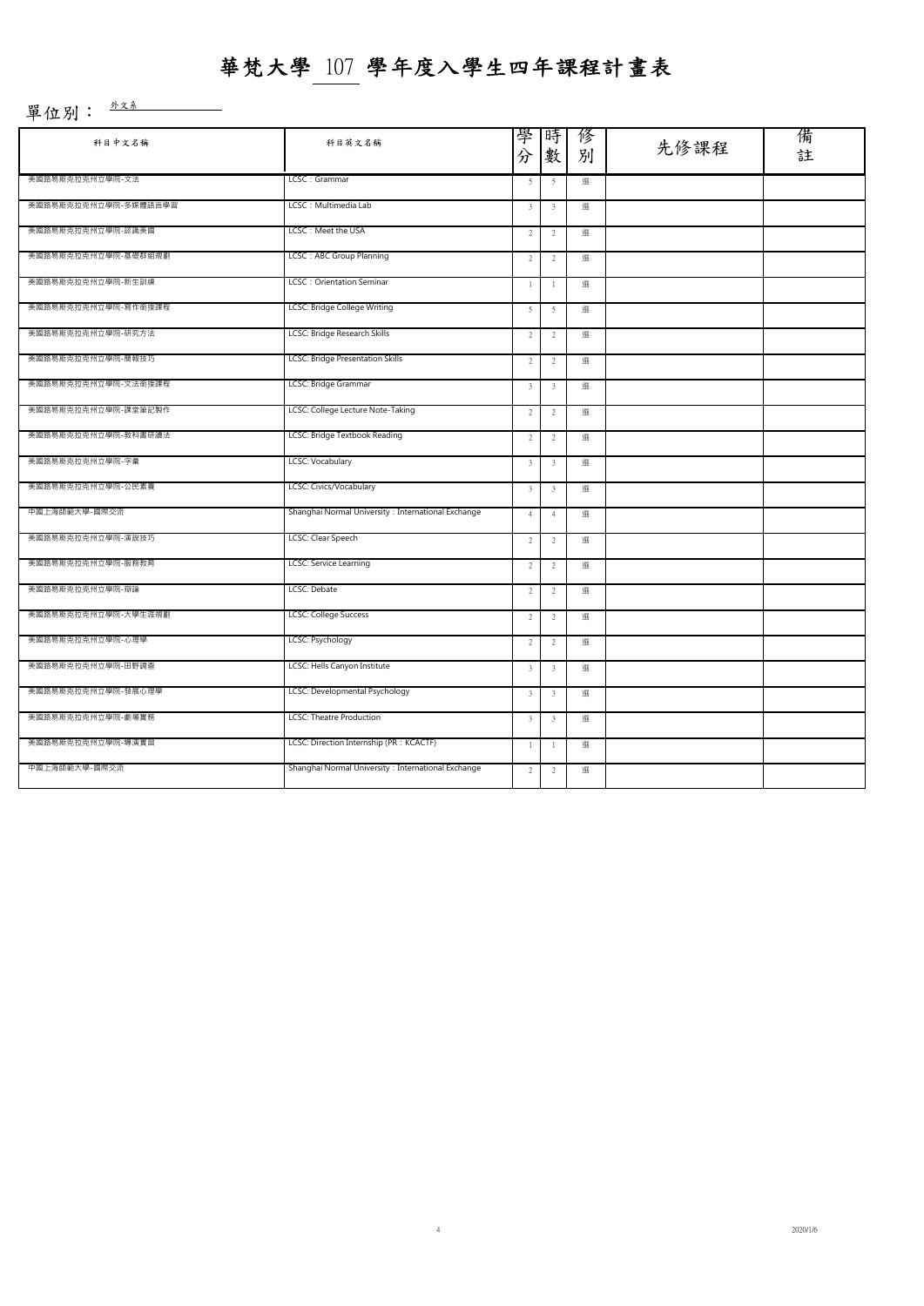# 華梵大學 107 學年度入學生四年課程計畫表

單位別： 外文系

| 科目中文名稱 | 科目英文名稱 | 學分 | 時數 | 修別 | 先修課程 | 備註 |
|---|---|---|---|---|---|---|
| 美國路易斯克拉克州立學院-文法 | LCSC：Grammar | 5 | 5 | 選 | | |
| 美國路易斯克拉克州立學院-多媒體語言學習 | LCSC：Multimedia Lab | 3 | 3 | 選 | | |
| 美國路易斯克拉克州立學院-認識美國 | LCSC：Meet the USA | 2 | 2 | 選 | | |
| 美國路易斯克拉克州立學院-基礎群組規劃 | LCSC：ABC Group Planning | 2 | 2 | 選 | | |
| 美國路易斯克拉克州立學院-新生訓練 | LCSC：Orientation Seminar | 1 | 1 | 選 | | |
| 美國路易斯克拉克州立學院-寫作銜接課程 | LCSC: Bridge College Writing | 5 | 5 | 選 | | |
| 美國路易斯克拉克州立學院-研究方法 | LCSC: Bridge Research Skills | 2 | 2 | 選 | | |
| 美國路易斯克拉克州立學院-簡報技巧 | LCSC: Bridge Presentation Skills | 2 | 2 | 選 | | |
| 美國路易斯克拉克州立學院-文法銜接課程 | LCSC: Bridge Grammar | 3 | 3 | 選 | | |
| 美國路易斯克拉克州立學院-課堂筆記製作 | LCSC: College Lecture Note-Taking | 2 | 2 | 選 | | |
| 美國路易斯克拉克州立學院-教科書研讀法 | LCSC: Bridge Textbook Reading | 2 | 2 | 選 | | |
| 美國路易斯克拉克州立學院-字彙 | LCSC: Vocabulary | 3 | 3 | 選 | | |
| 美國路易斯克拉克州立學院-公民素養 | LCSC: Civics/Vocabulary | 3 | 3 | 選 | | |
| 中國上海師範大學-國際交流 | Shanghai Normal University：International Exchange | 4 | 4 | 選 | | |
| 美國路易斯克拉克州立學院-演說技巧 | LCSC: Clear Speech | 2 | 2 | 選 | | |
| 美國路易斯克拉克州立學院-服務教育 | LCSC: Service Learning | 2 | 2 | 選 | | |
| 美國路易斯克拉克州立學院-辯論 | LCSC: Debate | 2 | 2 | 選 | | |
| 美國路易斯克拉克州立學院-大學生涯規劃 | LCSC: College Success | 2 | 2 | 選 | | |
| 美國路易斯克拉克州立學院-心理學 | LCSC: Psychology | 2 | 2 | 選 | | |
| 美國路易斯克拉克州立學院-田野調查 | LCSC: Hells Canyon Institute | 3 | 3 | 選 | | |
| 美國路易斯克拉克州立學院-發展心理學 | LCSC: Developmental Psychology | 3 | 3 | 選 | | |
| 美國路易斯克拉克州立學院-劇場實務 | LCSC: Theatre Production | 3 | 3 | 選 | | |
| 美國路易斯克拉克州立學院-導演實習 | LCSC: Direction Internship (PR：KCACTF) | 1 | 1 | 選 | | |
| 中國上海師範大學-國際交流 | Shanghai Normal University：International Exchange | 2 | 2 | 選 | | |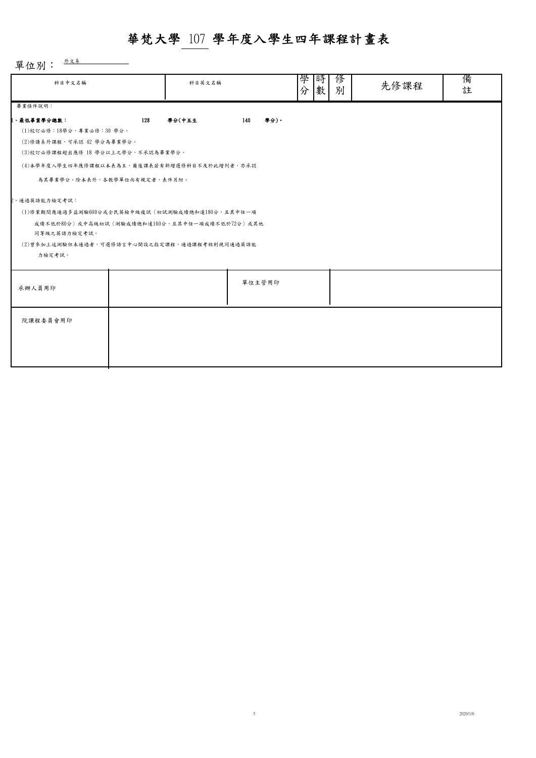# 華梵大學 107 學年度入學生四年課程計畫表

單位別： 外文系

| 科目中文名稱 | 科目英文名稱 | 學分 | 時數 | 修別 | 先修課程 | 備註 |
|---|---|---|---|---|---|---|

畢業條件說明：

**1、最低畢業學分總數： 128 學分(中五生 140 學分)。**

(1)校訂必修：18學分，專業必修：30 學分。

(2)修讀系外課程，可承認 42 學分為畢業學分。

(3)校訂必修課程超出應修 18 學分以上之學分，不承認為畢業學分。

(4)本學年度入學生四年應修課程以本表為主，爾後課表若有新增選修科目不及於此增列者，亦承認為其畢業學分。除本表外，各教學單位尚有規定者，表件另附。

2、通過英語能力檢定考試：

(1)修業期間應通過多益測驗600分或全民英檢中級複試〈初試測驗成績總和達180分，且其中任一項成績不低於80分〉或中高級初試〈測驗成績總和達160分，且其中任一項成績不低於72分〉或其他同等級之英語力檢定考試。

(2)曾參加上述測驗但未通過者，可選修語言中心開設之指定課程，通過課程考核則視同通過英語能力檢定考試。

| | | | |
|---|---|---|---|
| 承辦人員用印 | | 單位主管用印 | |
| 院課程委員會用印 | | | |